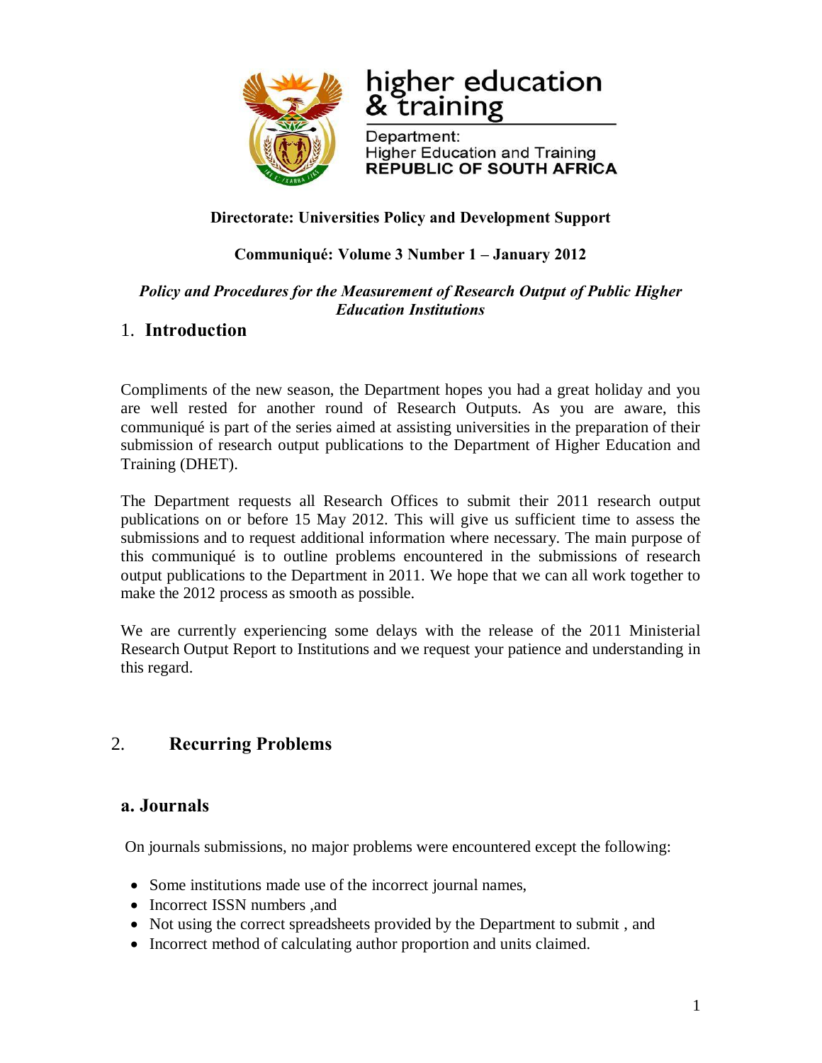higher education & training

Department:
Higher Education and Training
**REPUBLIC OF SOUTH AFRICA**

**Directorate: Universities Policy and Development Support**

**Communiqué: Volume 3 Number 1 – January 2012**

***Policy and Procedures for the Measurement of Research Output of Public Higher Education Institutions***

## 1. Introduction

Compliments of the new season, the Department hopes you had a great holiday and you are well rested for another round of Research Outputs. As you are aware, this communiqué is part of the series aimed at assisting universities in the preparation of their submission of research output publications to the Department of Higher Education and Training (DHET).

The Department requests all Research Offices to submit their 2011 research output publications on or before 15 May 2012. This will give us sufficient time to assess the submissions and to request additional information where necessary. The main purpose of this communiqué is to outline problems encountered in the submissions of research output publications to the Department in 2011. We hope that we can all work together to make the 2012 process as smooth as possible.

We are currently experiencing some delays with the release of the 2011 Ministerial Research Output Report to Institutions and we request your patience and understanding in this regard.

## 2. Recurring Problems

### a. Journals

On journals submissions, no major problems were encountered except the following:

- Some institutions made use of the incorrect journal names,
- Incorrect ISSN numbers ,and
- Not using the correct spreadsheets provided by the Department to submit , and
- Incorrect method of calculating author proportion and units claimed.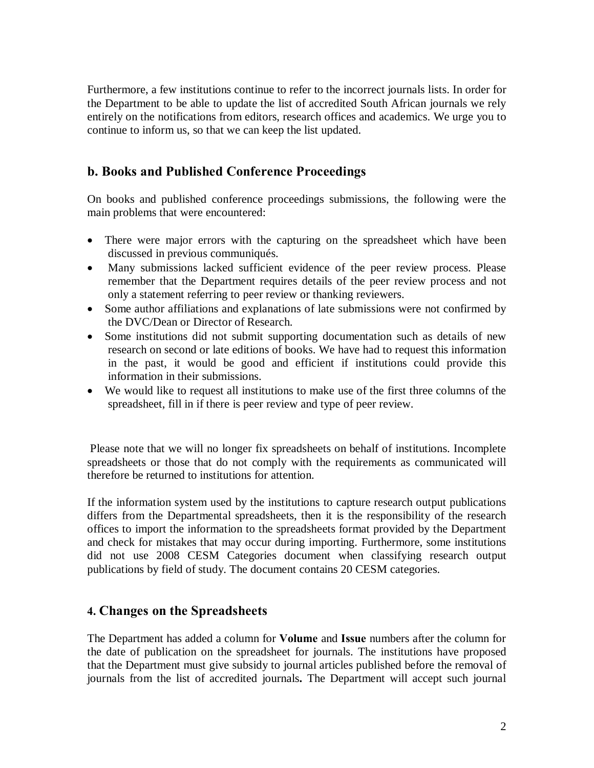Furthermore, a few institutions continue to refer to the incorrect journals lists. In order for the Department to be able to update the list of accredited South African journals we rely entirely on the notifications from editors, research offices and academics. We urge you to continue to inform us, so that we can keep the list updated.

## b. Books and Published Conference Proceedings

On books and published conference proceedings submissions, the following were the main problems that were encountered:

- There were major errors with the capturing on the spreadsheet which have been discussed in previous communiqués.
- Many submissions lacked sufficient evidence of the peer review process. Please remember that the Department requires details of the peer review process and not only a statement referring to peer review or thanking reviewers.
- Some author affiliations and explanations of late submissions were not confirmed by the DVC/Dean or Director of Research.
- Some institutions did not submit supporting documentation such as details of new research on second or late editions of books. We have had to request this information in the past, it would be good and efficient if institutions could provide this information in their submissions.
- We would like to request all institutions to make use of the first three columns of the spreadsheet, fill in if there is peer review and type of peer review.

Please note that we will no longer fix spreadsheets on behalf of institutions. Incomplete spreadsheets or those that do not comply with the requirements as communicated will therefore be returned to institutions for attention.

If the information system used by the institutions to capture research output publications differs from the Departmental spreadsheets, then it is the responsibility of the research offices to import the information to the spreadsheets format provided by the Department and check for mistakes that may occur during importing. Furthermore, some institutions did not use 2008 CESM Categories document when classifying research output publications by field of study. The document contains 20 CESM categories.

## 4. Changes on the Spreadsheets

The Department has added a column for **Volume** and **Issue** numbers after the column for the date of publication on the spreadsheet for journals. The institutions have proposed that the Department must give subsidy to journal articles published before the removal of journals from the list of accredited journals**.** The Department will accept such journal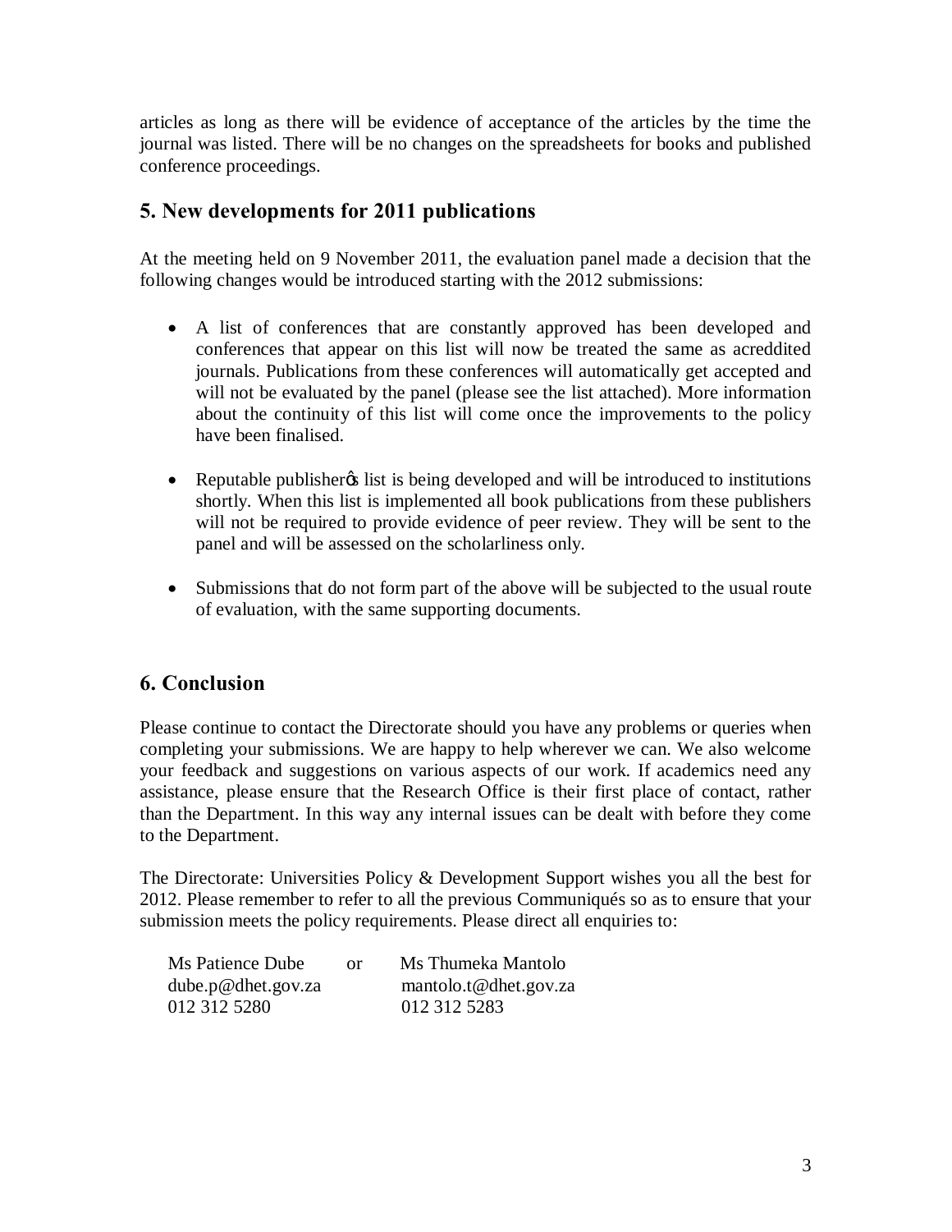articles as long as there will be evidence of acceptance of the articles by the time the journal was listed. There will be no changes on the spreadsheets for books and published conference proceedings.

## 5. New developments for 2011 publications

At the meeting held on 9 November 2011, the evaluation panel made a decision that the following changes would be introduced starting with the 2012 submissions:

- A list of conferences that are constantly approved has been developed and conferences that appear on this list will now be treated the same as acreddited journals. Publications from these conferences will automatically get accepted and will not be evaluated by the panel (please see the list attached). More information about the continuity of this list will come once the improvements to the policy have been finalised.

- Reputable publisherφs list is being developed and will be introduced to institutions shortly. When this list is implemented all book publications from these publishers will not be required to provide evidence of peer review. They will be sent to the panel and will be assessed on the scholarliness only.

- Submissions that do not form part of the above will be subjected to the usual route of evaluation, with the same supporting documents.

## 6. Conclusion

Please continue to contact the Directorate should you have any problems or queries when completing your submissions. We are happy to help wherever we can. We also welcome your feedback and suggestions on various aspects of our work. If academics need any assistance, please ensure that the Research Office is their first place of contact, rather than the Department. In this way any internal issues can be dealt with before they come to the Department.

The Directorate: Universities Policy & Development Support wishes you all the best for 2012. Please remember to refer to all the previous Communiqués so as to ensure that your submission meets the policy requirements. Please direct all enquiries to:

| | | |
|---|---|---|
| Ms Patience Dube | or | Ms Thumeka Mantolo |
| dube.p@dhet.gov.za | | mantolo.t@dhet.gov.za |
| 012 312 5280 | | 012 312 5283 |